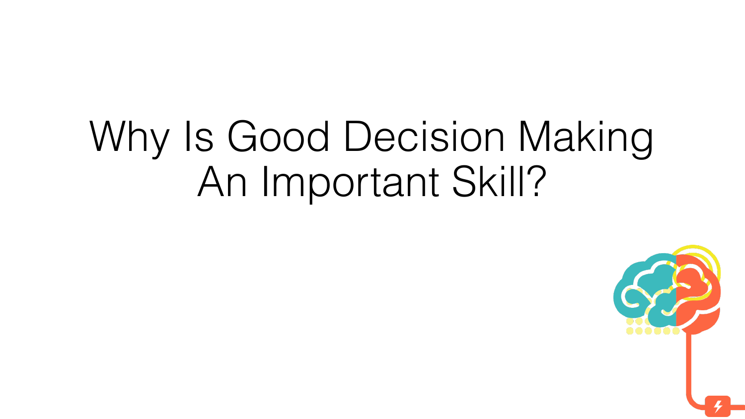# Why Is Good Decision Making An Important Skill?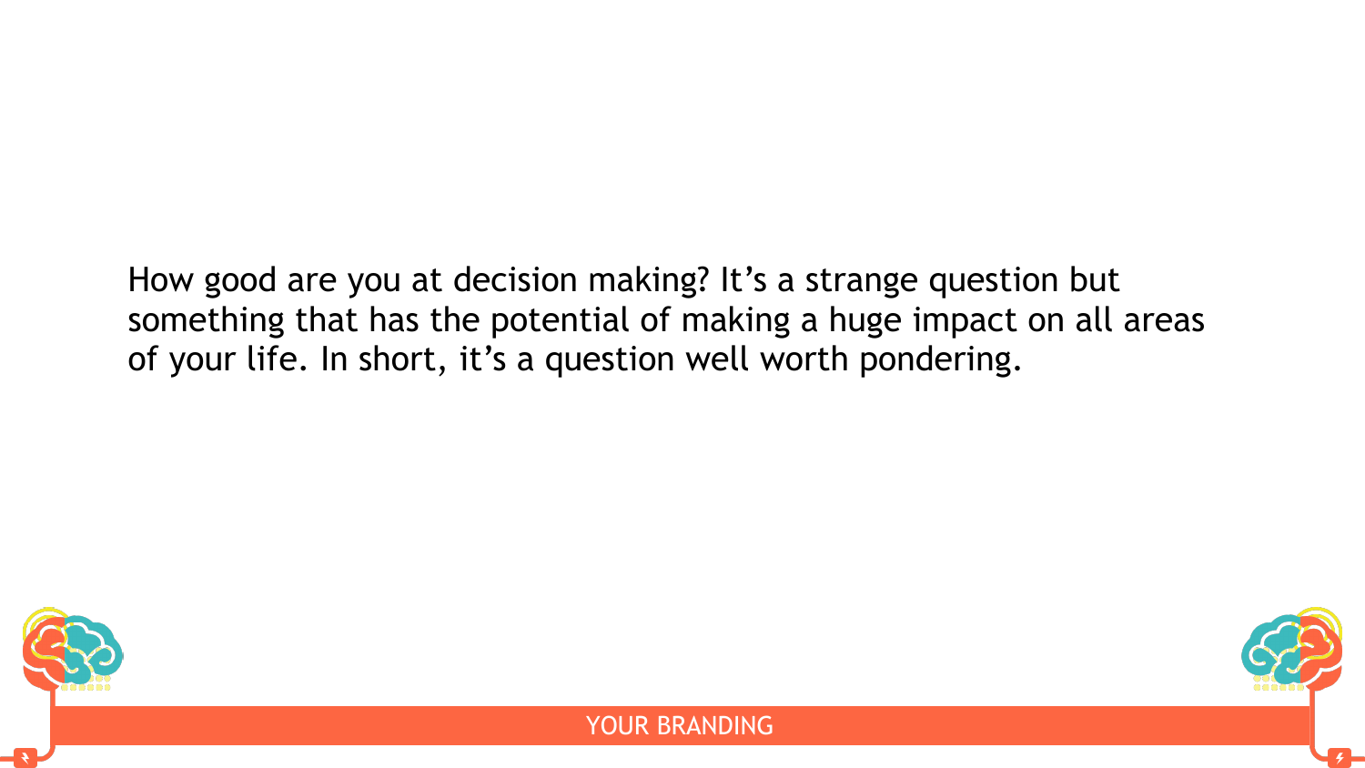How good are you at decision making? It’s a strange question but something that has the potential of making a huge impact on all areas of your life. In short, it’s a question well worth pondering.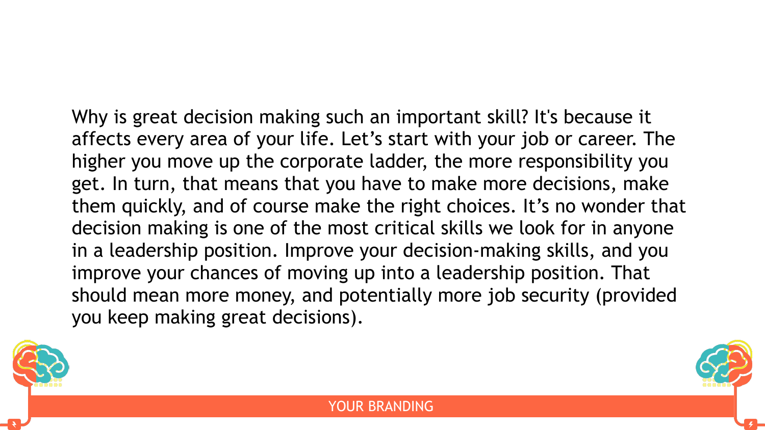Why is great decision making such an important skill? It's because it affects every area of your life. Let’s start with your job or career. The higher you move up the corporate ladder, the more responsibility you get. In turn, that means that you have to make more decisions, make them quickly, and of course make the right choices. It’s no wonder that decision making is one of the most critical skills we look for in anyone in a leadership position. Improve your decision-making skills, and you improve your chances of moving up into a leadership position. That should mean more money, and potentially more job security (provided you keep making great decisions).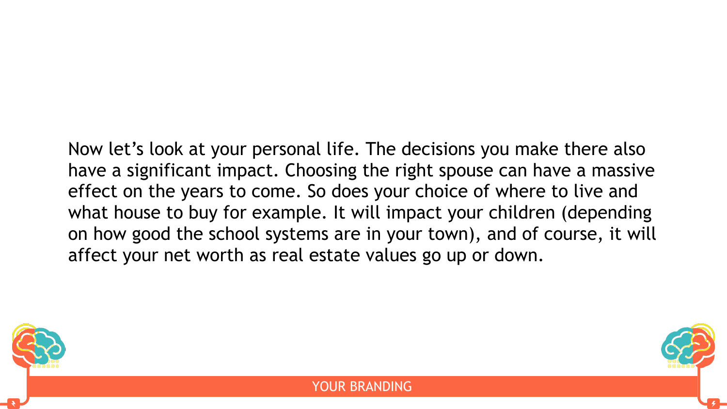Now let’s look at your personal life. The decisions you make there also have a significant impact. Choosing the right spouse can have a massive effect on the years to come. So does your choice of where to live and what house to buy for example. It will impact your children (depending on how good the school systems are in your town), and of course, it will affect your net worth as real estate values go up or down.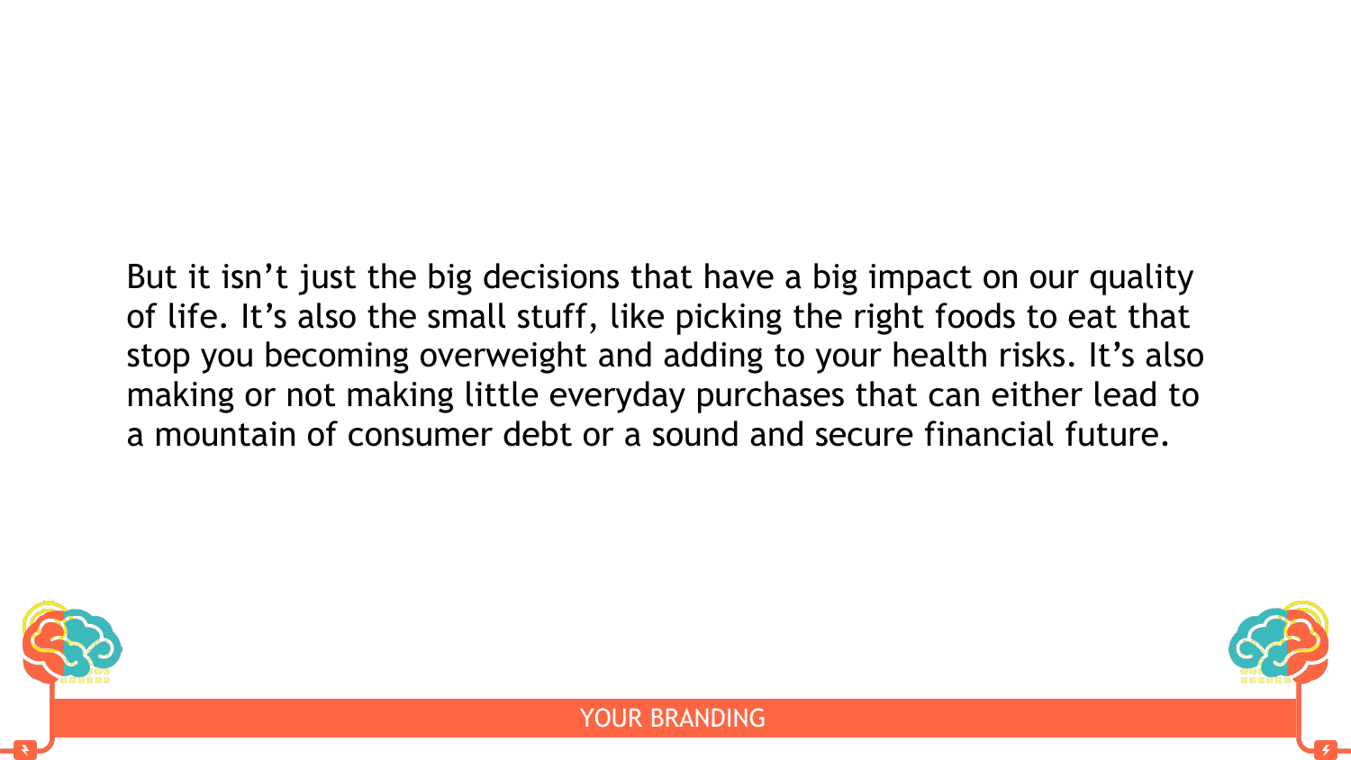But it isn’t just the big decisions that have a big impact on our quality of life. It’s also the small stuff, like picking the right foods to eat that stop you becoming overweight and adding to your health risks. It’s also making or not making little everyday purchases that can either lead to a mountain of consumer debt or a sound and secure financial future.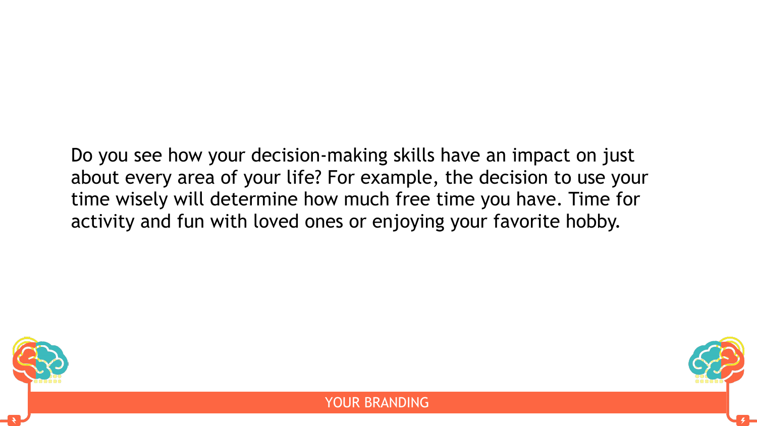Do you see how your decision-making skills have an impact on just about every area of your life? For example, the decision to use your time wisely will determine how much free time you have. Time for activity and fun with loved ones or enjoying your favorite hobby.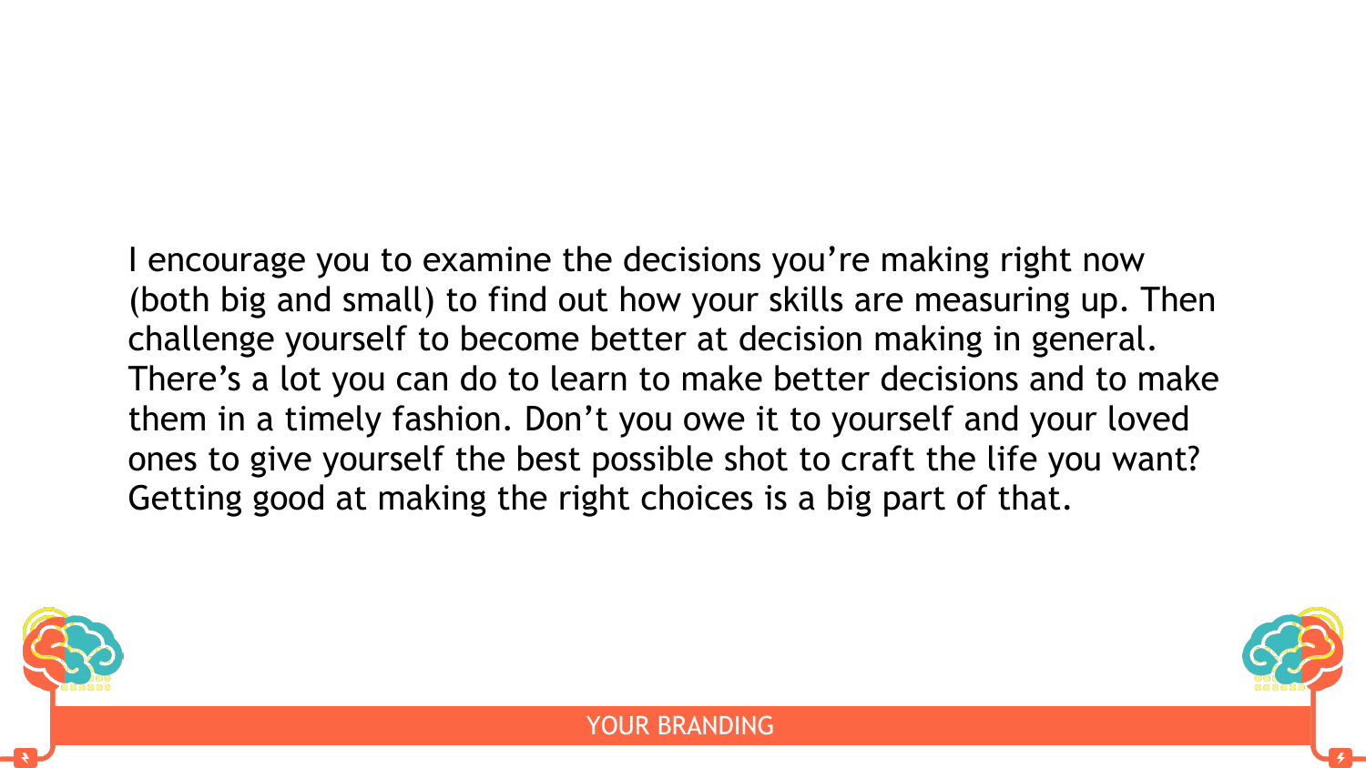I encourage you to examine the decisions you're making right now (both big and small) to find out how your skills are measuring up. Then challenge yourself to become better at decision making in general. There's a lot you can do to learn to make better decisions and to make them in a timely fashion. Don't you owe it to yourself and your loved ones to give yourself the best possible shot to craft the life you want? Getting good at making the right choices is a big part of that.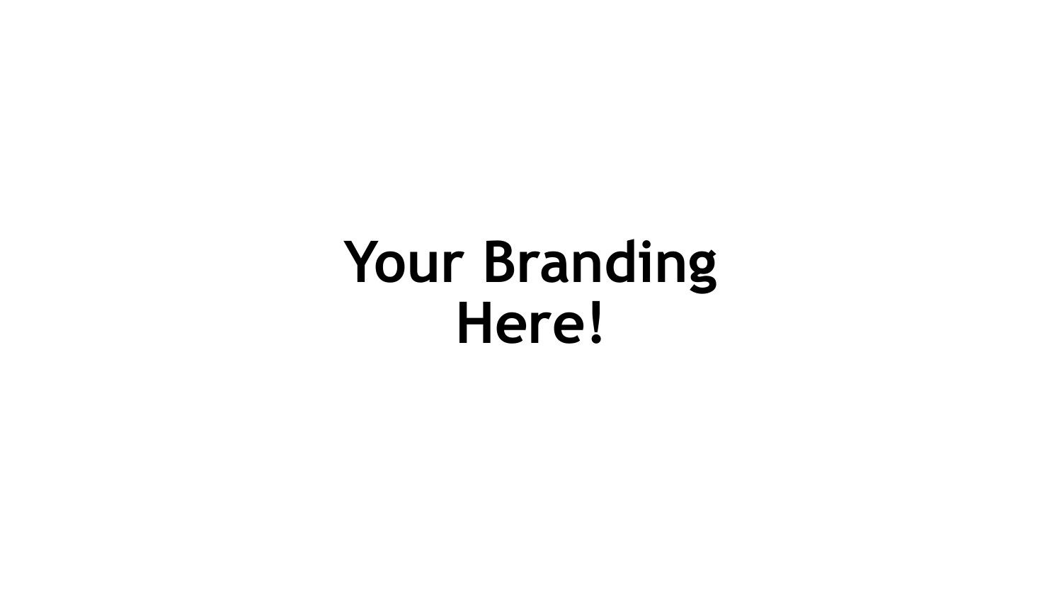# Your Branding Here!